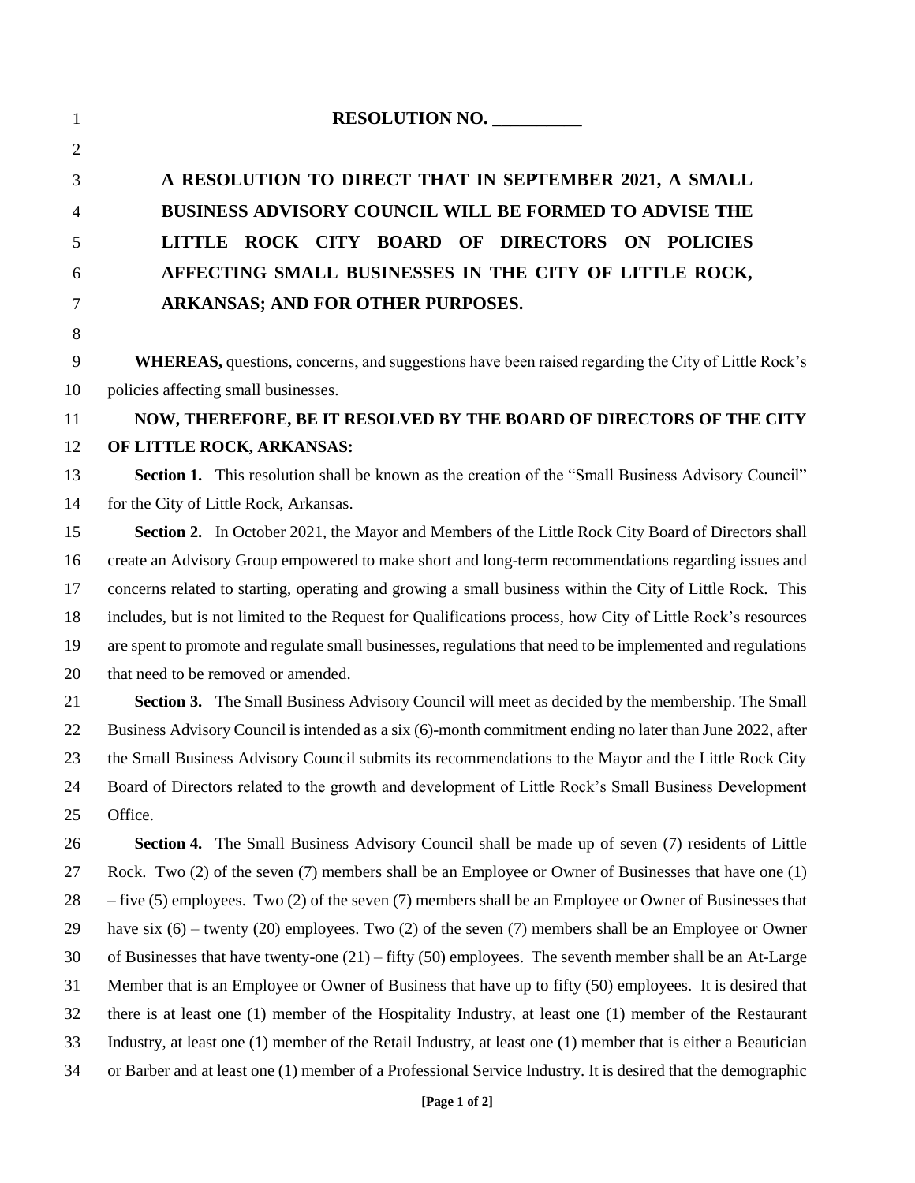# RESOLUTION NO. __________

## A RESOLUTION TO DIRECT THAT IN SEPTEMBER 2021, A SMALL BUSINESS ADVISORY COUNCIL WILL BE FORMED TO ADVISE THE LITTLE ROCK CITY BOARD OF DIRECTORS ON POLICIES AFFECTING SMALL BUSINESSES IN THE CITY OF LITTLE ROCK, ARKANSAS; AND FOR OTHER PURPOSES.

**WHEREAS,** questions, concerns, and suggestions have been raised regarding the City of Little Rock's policies affecting small businesses.

**NOW, THEREFORE, BE IT RESOLVED BY THE BOARD OF DIRECTORS OF THE CITY OF LITTLE ROCK, ARKANSAS:**

**Section 1.** This resolution shall be known as the creation of the "Small Business Advisory Council" for the City of Little Rock, Arkansas.

**Section 2.** In October 2021, the Mayor and Members of the Little Rock City Board of Directors shall create an Advisory Group empowered to make short and long-term recommendations regarding issues and concerns related to starting, operating and growing a small business within the City of Little Rock. This includes, but is not limited to the Request for Qualifications process, how City of Little Rock's resources are spent to promote and regulate small businesses, regulations that need to be implemented and regulations that need to be removed or amended.

**Section 3.** The Small Business Advisory Council will meet as decided by the membership. The Small Business Advisory Council is intended as a six (6)-month commitment ending no later than June 2022, after the Small Business Advisory Council submits its recommendations to the Mayor and the Little Rock City Board of Directors related to the growth and development of Little Rock's Small Business Development Office.

**Section 4.** The Small Business Advisory Council shall be made up of seven (7) residents of Little Rock. Two (2) of the seven (7) members shall be an Employee or Owner of Businesses that have one (1) – five (5) employees. Two (2) of the seven (7) members shall be an Employee or Owner of Businesses that have six (6) – twenty (20) employees. Two (2) of the seven (7) members shall be an Employee or Owner of Businesses that have twenty-one (21) – fifty (50) employees. The seventh member shall be an At-Large Member that is an Employee or Owner of Business that have up to fifty (50) employees. It is desired that there is at least one (1) member of the Hospitality Industry, at least one (1) member of the Restaurant Industry, at least one (1) member of the Retail Industry, at least one (1) member that is either a Beautician or Barber and at least one (1) member of a Professional Service Industry. It is desired that the demographic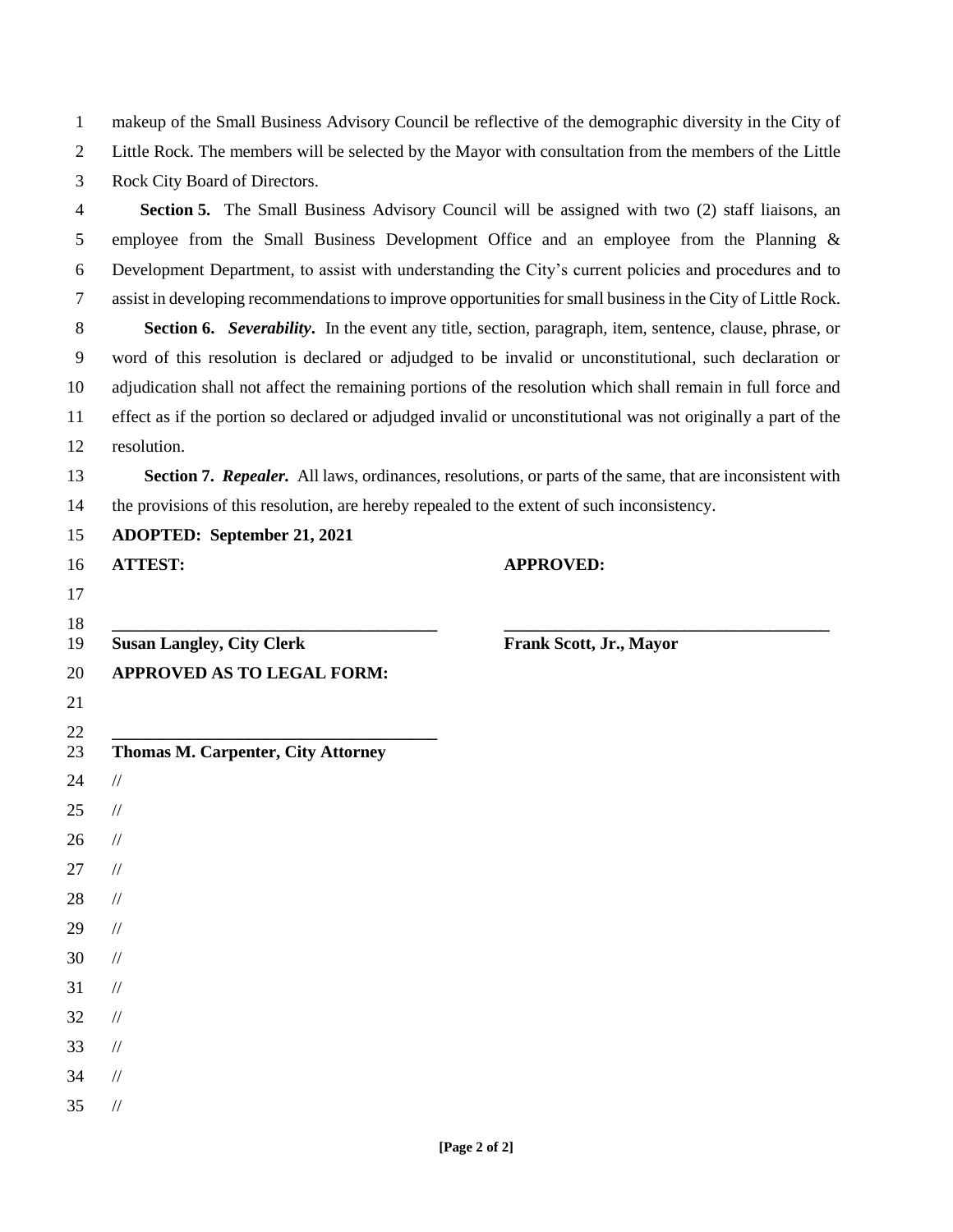makeup of the Small Business Advisory Council be reflective of the demographic diversity in the City of Little Rock. The members will be selected by the Mayor with consultation from the members of the Little Rock City Board of Directors.

**Section 5.** The Small Business Advisory Council will be assigned with two (2) staff liaisons, an employee from the Small Business Development Office and an employee from the Planning & Development Department, to assist with understanding the City's current policies and procedures and to assist in developing recommendations to improve opportunities for small business in the City of Little Rock.

**Section 6.** ***Severability*****.** In the event any title, section, paragraph, item, sentence, clause, phrase, or word of this resolution is declared or adjudged to be invalid or unconstitutional, such declaration or adjudication shall not affect the remaining portions of the resolution which shall remain in full force and effect as if the portion so declared or adjudged invalid or unconstitutional was not originally a part of the resolution.

**Section 7.** ***Repealer.*** All laws, ordinances, resolutions, or parts of the same, that are inconsistent with the provisions of this resolution, are hereby repealed to the extent of such inconsistency.

**ADOPTED: September 21, 2021**

**ATTEST:** **APPROVED:**

______________________________ ______________________________

**Susan Langley, City Clerk** **Frank Scott, Jr., Mayor**

**APPROVED AS TO LEGAL FORM:**

______________________________

**Thomas M. Carpenter, City Attorney**

//

//

//

//

//

//

//

//

//

//

//

//